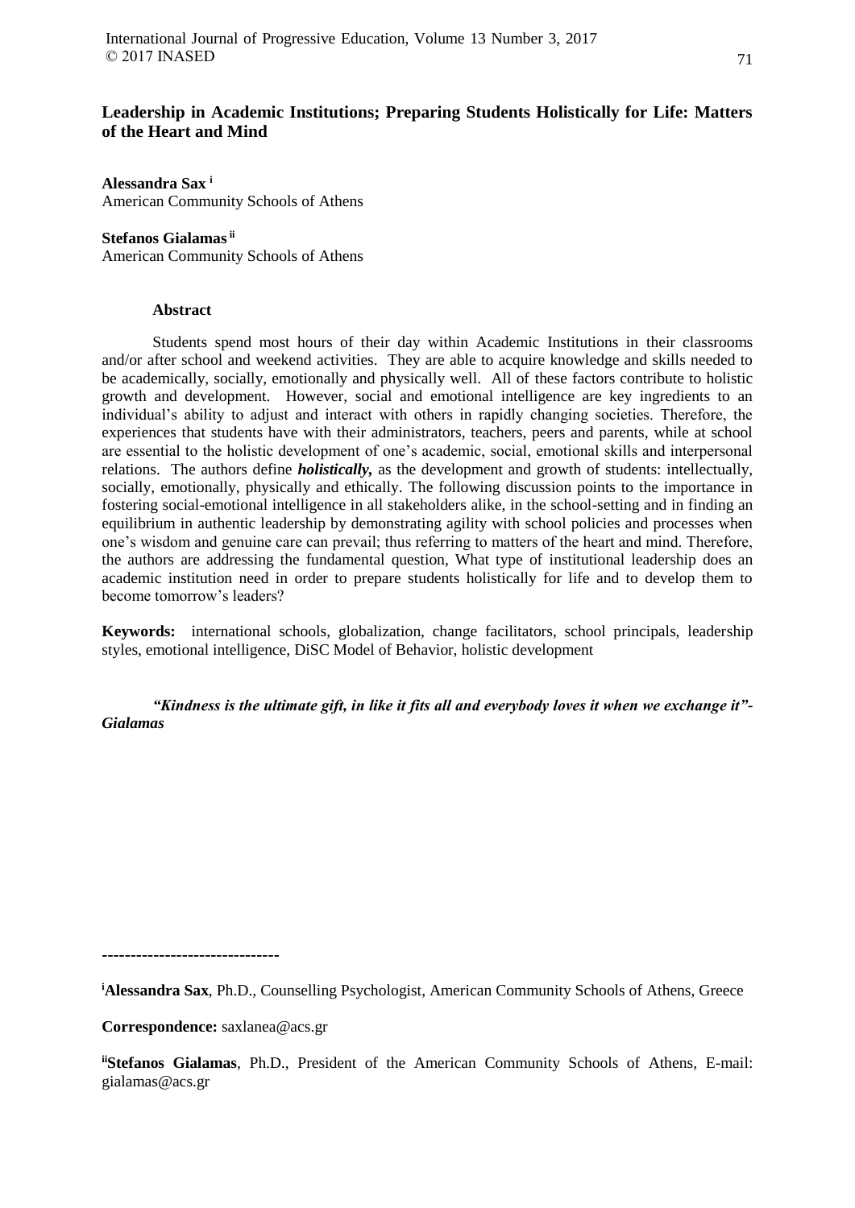# Leadership in Academic Institutions; Preparing Students Holistically for Life: Matters of the Heart and Mind

**Alessandra Sax** [i]
American Community Schools of Athens

**Stefanos Gialamas** [ii]
American Community Schools of Athens

## Abstract

Students spend most hours of their day within Academic Institutions in their classrooms and/or after school and weekend activities. They are able to acquire knowledge and skills needed to be academically, socially, emotionally and physically well. All of these factors contribute to holistic growth and development. However, social and emotional intelligence are key ingredients to an individual's ability to adjust and interact with others in rapidly changing societies. Therefore, the experiences that students have with their administrators, teachers, peers and parents, while at school are essential to the holistic development of one's academic, social, emotional skills and interpersonal relations. The authors define ***holistically,*** as the development and growth of students: intellectually, socially, emotionally, physically and ethically. The following discussion points to the importance in fostering social-emotional intelligence in all stakeholders alike, in the school-setting and in finding an equilibrium in authentic leadership by demonstrating agility with school policies and processes when one's wisdom and genuine care can prevail; thus referring to matters of the heart and mind. Therefore, the authors are addressing the fundamental question, What type of institutional leadership does an academic institution need in order to prepare students holistically for life and to develop them to become tomorrow's leaders?

**Keywords:** international schools, globalization, change facilitators, school principals, leadership styles, emotional intelligence, DiSC Model of Behavior, holistic development

***"Kindness is the ultimate gift, in like it fits all and everybody loves it when we exchange it"- Gialamas***

-------------------------------

[i]**Alessandra Sax**, Ph.D., Counselling Psychologist, American Community Schools of Athens, Greece

**Correspondence:** saxlanea@acs.gr

[ii]**Stefanos Gialamas**, Ph.D., President of the American Community Schools of Athens, E-mail: gialamas@acs.gr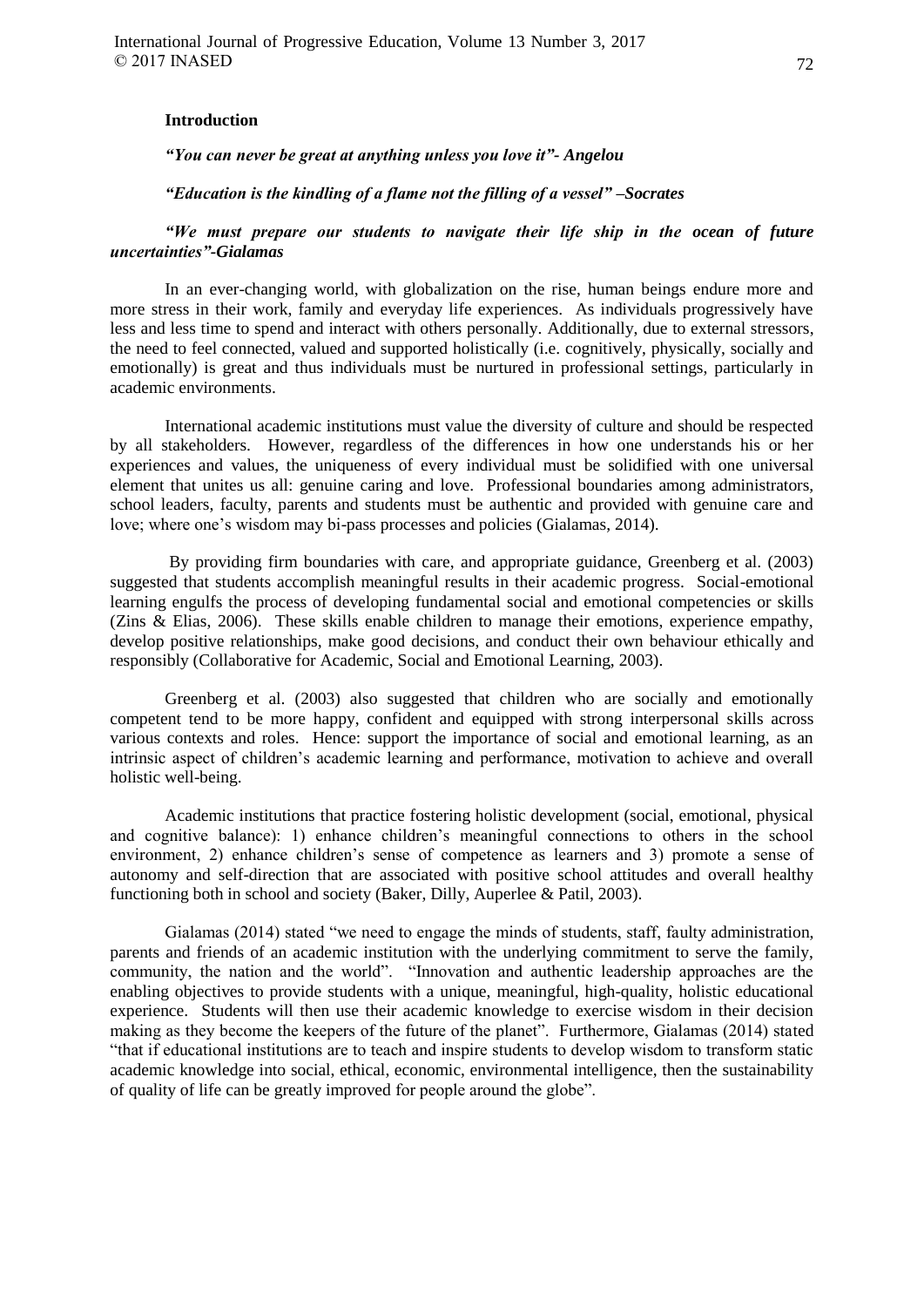## Introduction

***"You can never be great at anything unless you love it"- Angelou***

***"Education is the kindling of a flame not the filling of a vessel" –Socrates***

***"We must prepare our students to navigate their life ship in the ocean of future uncertainties"-Gialamas***

In an ever-changing world, with globalization on the rise, human beings endure more and more stress in their work, family and everyday life experiences. As individuals progressively have less and less time to spend and interact with others personally. Additionally, due to external stressors, the need to feel connected, valued and supported holistically (i.e. cognitively, physically, socially and emotionally) is great and thus individuals must be nurtured in professional settings, particularly in academic environments.

International academic institutions must value the diversity of culture and should be respected by all stakeholders. However, regardless of the differences in how one understands his or her experiences and values, the uniqueness of every individual must be solidified with one universal element that unites us all: genuine caring and love. Professional boundaries among administrators, school leaders, faculty, parents and students must be authentic and provided with genuine care and love; where one's wisdom may bi-pass processes and policies (Gialamas, 2014).

By providing firm boundaries with care, and appropriate guidance, Greenberg et al. (2003) suggested that students accomplish meaningful results in their academic progress. Social-emotional learning engulfs the process of developing fundamental social and emotional competencies or skills (Zins & Elias, 2006). These skills enable children to manage their emotions, experience empathy, develop positive relationships, make good decisions, and conduct their own behaviour ethically and responsibly (Collaborative for Academic, Social and Emotional Learning, 2003).

Greenberg et al. (2003) also suggested that children who are socially and emotionally competent tend to be more happy, confident and equipped with strong interpersonal skills across various contexts and roles. Hence: support the importance of social and emotional learning, as an intrinsic aspect of children's academic learning and performance, motivation to achieve and overall holistic well-being.

Academic institutions that practice fostering holistic development (social, emotional, physical and cognitive balance): 1) enhance children's meaningful connections to others in the school environment, 2) enhance children's sense of competence as learners and 3) promote a sense of autonomy and self-direction that are associated with positive school attitudes and overall healthy functioning both in school and society (Baker, Dilly, Auperlee & Patil, 2003).

Gialamas (2014) stated "we need to engage the minds of students, staff, faulty administration, parents and friends of an academic institution with the underlying commitment to serve the family, community, the nation and the world". "Innovation and authentic leadership approaches are the enabling objectives to provide students with a unique, meaningful, high-quality, holistic educational experience. Students will then use their academic knowledge to exercise wisdom in their decision making as they become the keepers of the future of the planet". Furthermore, Gialamas (2014) stated "that if educational institutions are to teach and inspire students to develop wisdom to transform static academic knowledge into social, ethical, economic, environmental intelligence, then the sustainability of quality of life can be greatly improved for people around the globe".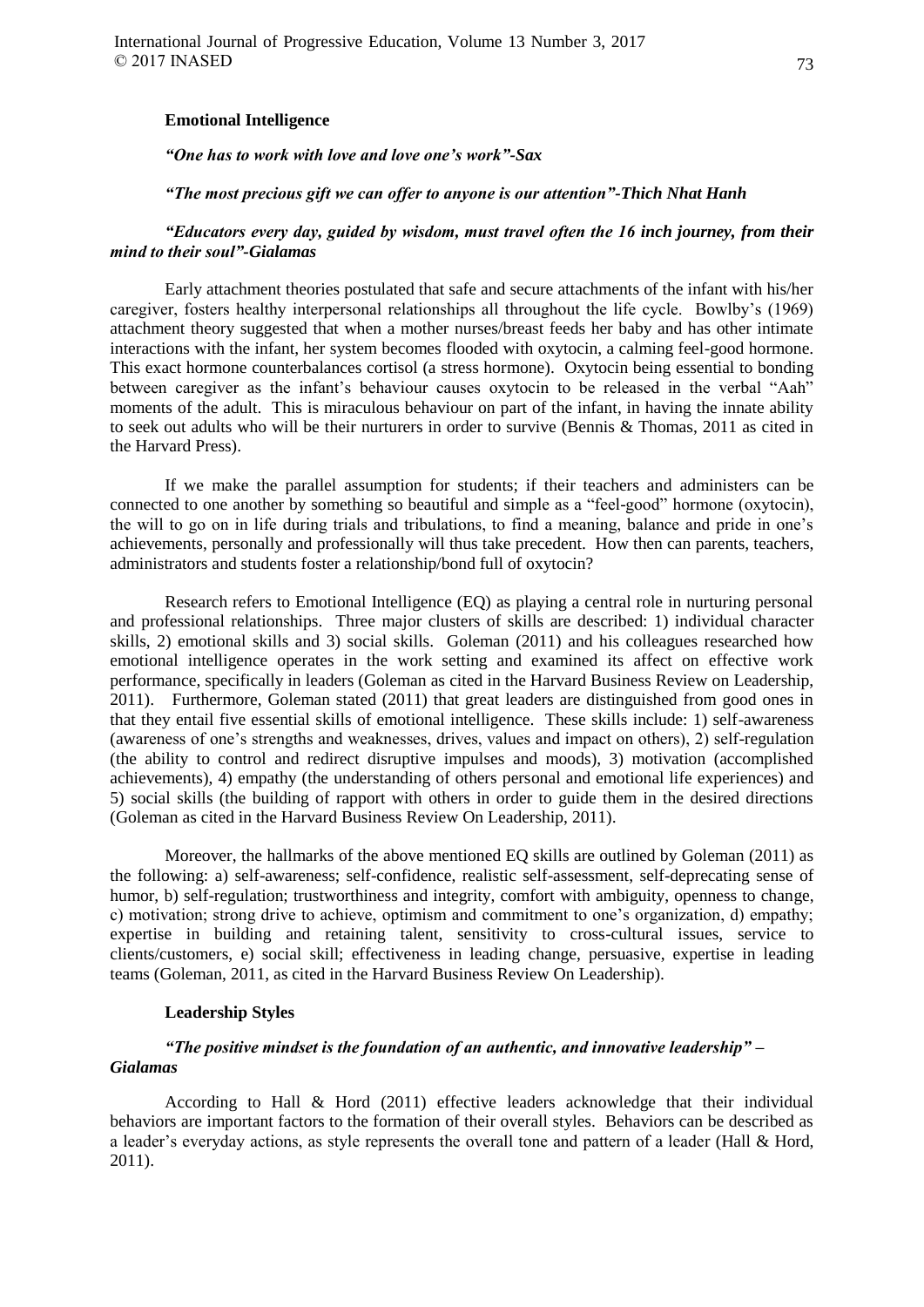## Emotional Intelligence

***"One has to work with love and love one's work"-Sax***

***"The most precious gift we can offer to anyone is our attention"-Thich Nhat Hanh***

***"Educators every day, guided by wisdom, must travel often the 16 inch journey, from their mind to their soul"-Gialamas***

Early attachment theories postulated that safe and secure attachments of the infant with his/her caregiver, fosters healthy interpersonal relationships all throughout the life cycle. Bowlby's (1969) attachment theory suggested that when a mother nurses/breast feeds her baby and has other intimate interactions with the infant, her system becomes flooded with oxytocin, a calming feel-good hormone. This exact hormone counterbalances cortisol (a stress hormone). Oxytocin being essential to bonding between caregiver as the infant's behaviour causes oxytocin to be released in the verbal "Aah" moments of the adult. This is miraculous behaviour on part of the infant, in having the innate ability to seek out adults who will be their nurturers in order to survive (Bennis & Thomas, 2011 as cited in the Harvard Press).

If we make the parallel assumption for students; if their teachers and administers can be connected to one another by something so beautiful and simple as a "feel-good" hormone (oxytocin), the will to go on in life during trials and tribulations, to find a meaning, balance and pride in one's achievements, personally and professionally will thus take precedent. How then can parents, teachers, administrators and students foster a relationship/bond full of oxytocin?

Research refers to Emotional Intelligence (EQ) as playing a central role in nurturing personal and professional relationships. Three major clusters of skills are described: 1) individual character skills, 2) emotional skills and 3) social skills. Goleman (2011) and his colleagues researched how emotional intelligence operates in the work setting and examined its affect on effective work performance, specifically in leaders (Goleman as cited in the Harvard Business Review on Leadership, 2011). Furthermore, Goleman stated (2011) that great leaders are distinguished from good ones in that they entail five essential skills of emotional intelligence. These skills include: 1) self-awareness (awareness of one's strengths and weaknesses, drives, values and impact on others), 2) self-regulation (the ability to control and redirect disruptive impulses and moods), 3) motivation (accomplished achievements), 4) empathy (the understanding of others personal and emotional life experiences) and 5) social skills (the building of rapport with others in order to guide them in the desired directions (Goleman as cited in the Harvard Business Review On Leadership, 2011).

Moreover, the hallmarks of the above mentioned EQ skills are outlined by Goleman (2011) as the following: a) self-awareness; self-confidence, realistic self-assessment, self-deprecating sense of humor, b) self-regulation; trustworthiness and integrity, comfort with ambiguity, openness to change, c) motivation; strong drive to achieve, optimism and commitment to one's organization, d) empathy; expertise in building and retaining talent, sensitivity to cross-cultural issues, service to clients/customers, e) social skill; effectiveness in leading change, persuasive, expertise in leading teams (Goleman, 2011, as cited in the Harvard Business Review On Leadership).

## Leadership Styles

***"The positive mindset is the foundation of an authentic, and innovative leadership" – Gialamas***

According to Hall & Hord (2011) effective leaders acknowledge that their individual behaviors are important factors to the formation of their overall styles. Behaviors can be described as a leader's everyday actions, as style represents the overall tone and pattern of a leader (Hall & Hord, 2011).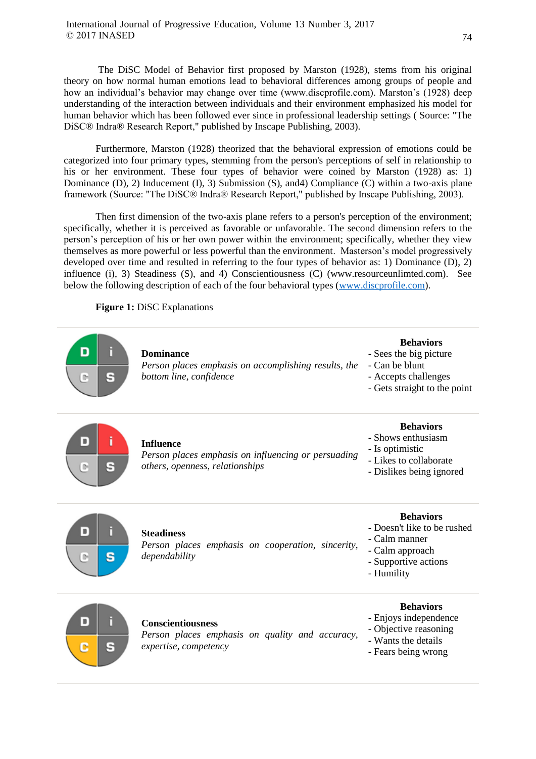The DiSC Model of Behavior first proposed by Marston (1928), stems from his original theory on how normal human emotions lead to behavioral differences among groups of people and how an individual's behavior may change over time (www.discprofile.com). Marston's (1928) deep understanding of the interaction between individuals and their environment emphasized his model for human behavior which has been followed ever since in professional leadership settings ( Source: "The DiSC® Indra® Research Report," published by Inscape Publishing, 2003).

Furthermore, Marston (1928) theorized that the behavioral expression of emotions could be categorized into four primary types, stemming from the person's perceptions of self in relationship to his or her environment. These four types of behavior were coined by Marston (1928) as: 1) Dominance (D), 2) Inducement (I), 3) Submission (S), and4) Compliance (C) within a two-axis plane framework (Source: "The DiSC® Indra® Research Report," published by Inscape Publishing, 2003).

Then first dimension of the two-axis plane refers to a person's perception of the environment; specifically, whether it is perceived as favorable or unfavorable. The second dimension refers to the person's perception of his or her own power within the environment; specifically, whether they view themselves as more powerful or less powerful than the environment. Masterson's model progressively developed over time and resulted in referring to the four types of behavior as: 1) Dominance (D), 2) influence (i), 3) Steadiness (S), and 4) Conscientiousness (C) (www.resourceunlimted.com). See below the following description of each of the four behavioral types (www.discprofile.com).

**Figure 1:** DiSC Explanations

| | Type | Behaviors |
|---|---|---|
| D | **Dominance**<br>*Person places emphasis on accomplishing results, the bottom line, confidence* | - Sees the big picture<br>- Can be blunt<br>- Accepts challenges<br>- Gets straight to the point |
| i | **Influence**<br>*Person places emphasis on influencing or persuading others, openness, relationships* | - Shows enthusiasm<br>- Is optimistic<br>- Likes to collaborate<br>- Dislikes being ignored |
| S | **Steadiness**<br>*Person places emphasis on cooperation, sincerity, dependability* | - Doesn't like to be rushed<br>- Calm manner<br>- Calm approach<br>- Supportive actions<br>- Humility |
| C | **Conscientiousness**<br>*Person places emphasis on quality and accuracy, expertise, competency* | - Enjoys independence<br>- Objective reasoning<br>- Wants the details<br>- Fears being wrong |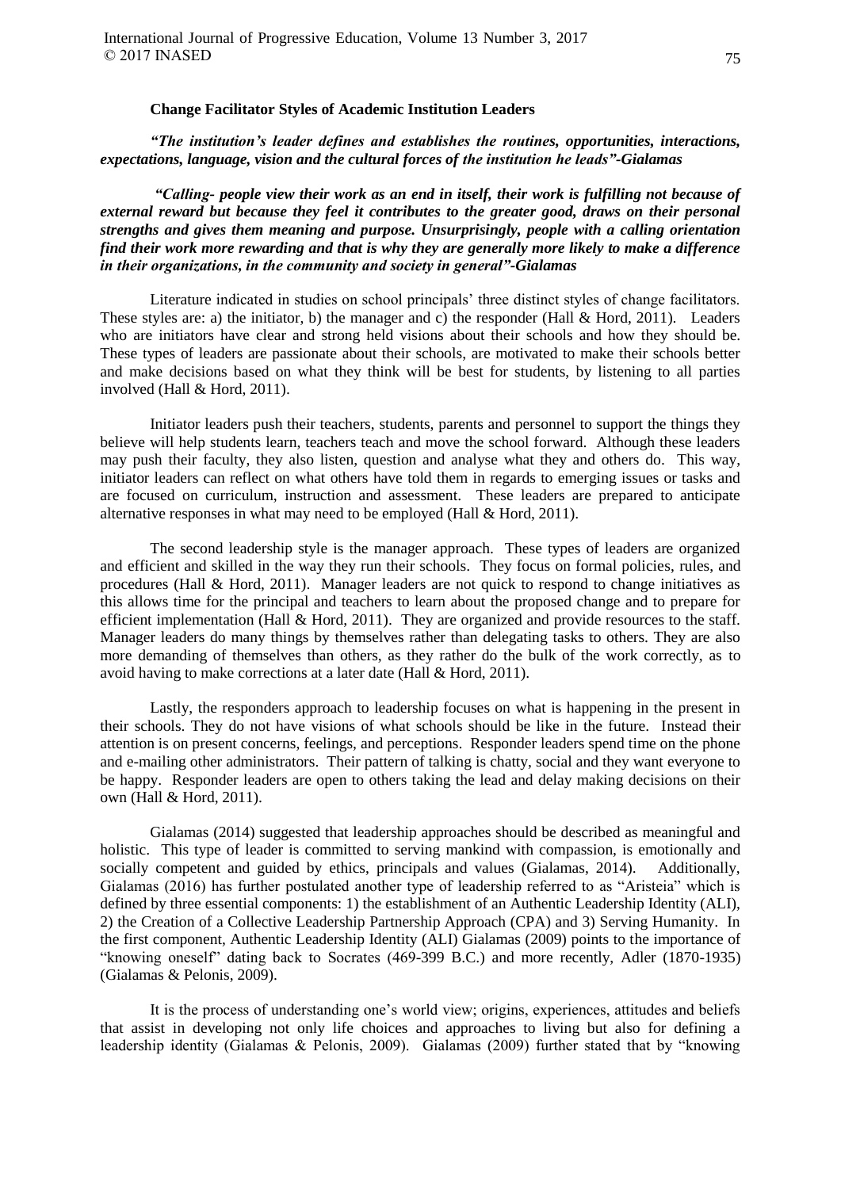**Change Facilitator Styles of Academic Institution Leaders**

***"The institution's leader defines and establishes the routines, opportunities, interactions, expectations, language, vision and the cultural forces of the institution he leads"-Gialamas***

***"Calling- people view their work as an end in itself, their work is fulfilling not because of external reward but because they feel it contributes to the greater good, draws on their personal strengths and gives them meaning and purpose. Unsurprisingly, people with a calling orientation find their work more rewarding and that is why they are generally more likely to make a difference in their organizations, in the community and society in general"-Gialamas***

Literature indicated in studies on school principals' three distinct styles of change facilitators. These styles are: a) the initiator, b) the manager and c) the responder (Hall & Hord, 2011). Leaders who are initiators have clear and strong held visions about their schools and how they should be. These types of leaders are passionate about their schools, are motivated to make their schools better and make decisions based on what they think will be best for students, by listening to all parties involved (Hall & Hord, 2011).

Initiator leaders push their teachers, students, parents and personnel to support the things they believe will help students learn, teachers teach and move the school forward. Although these leaders may push their faculty, they also listen, question and analyse what they and others do. This way, initiator leaders can reflect on what others have told them in regards to emerging issues or tasks and are focused on curriculum, instruction and assessment. These leaders are prepared to anticipate alternative responses in what may need to be employed (Hall & Hord, 2011).

The second leadership style is the manager approach. These types of leaders are organized and efficient and skilled in the way they run their schools. They focus on formal policies, rules, and procedures (Hall & Hord, 2011). Manager leaders are not quick to respond to change initiatives as this allows time for the principal and teachers to learn about the proposed change and to prepare for efficient implementation (Hall & Hord, 2011). They are organized and provide resources to the staff. Manager leaders do many things by themselves rather than delegating tasks to others. They are also more demanding of themselves than others, as they rather do the bulk of the work correctly, as to avoid having to make corrections at a later date (Hall & Hord, 2011).

Lastly, the responders approach to leadership focuses on what is happening in the present in their schools. They do not have visions of what schools should be like in the future. Instead their attention is on present concerns, feelings, and perceptions. Responder leaders spend time on the phone and e-mailing other administrators. Their pattern of talking is chatty, social and they want everyone to be happy. Responder leaders are open to others taking the lead and delay making decisions on their own (Hall & Hord, 2011).

Gialamas (2014) suggested that leadership approaches should be described as meaningful and holistic. This type of leader is committed to serving mankind with compassion, is emotionally and socially competent and guided by ethics, principals and values (Gialamas, 2014). Additionally, Gialamas (2016) has further postulated another type of leadership referred to as "Aristeia" which is defined by three essential components: 1) the establishment of an Authentic Leadership Identity (ALI), 2) the Creation of a Collective Leadership Partnership Approach (CPA) and 3) Serving Humanity. In the first component, Authentic Leadership Identity (ALI) Gialamas (2009) points to the importance of "knowing oneself" dating back to Socrates (469-399 B.C.) and more recently, Adler (1870-1935) (Gialamas & Pelonis, 2009).

It is the process of understanding one's world view; origins, experiences, attitudes and beliefs that assist in developing not only life choices and approaches to living but also for defining a leadership identity (Gialamas & Pelonis, 2009). Gialamas (2009) further stated that by "knowing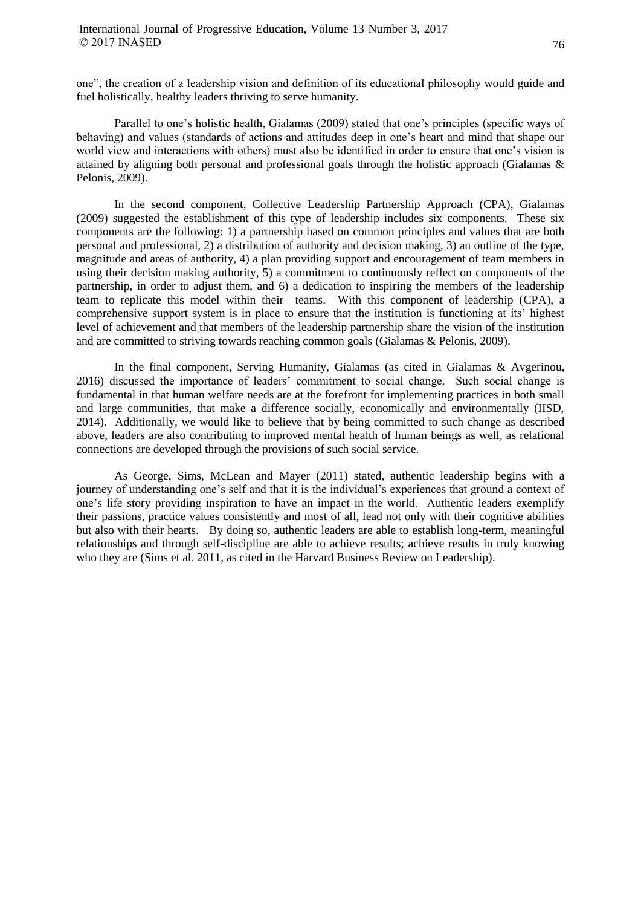one", the creation of a leadership vision and definition of its educational philosophy would guide and fuel holistically, healthy leaders thriving to serve humanity.

Parallel to one's holistic health, Gialamas (2009) stated that one's principles (specific ways of behaving) and values (standards of actions and attitudes deep in one's heart and mind that shape our world view and interactions with others) must also be identified in order to ensure that one's vision is attained by aligning both personal and professional goals through the holistic approach (Gialamas & Pelonis, 2009).

In the second component, Collective Leadership Partnership Approach (CPA), Gialamas (2009) suggested the establishment of this type of leadership includes six components. These six components are the following: 1) a partnership based on common principles and values that are both personal and professional, 2) a distribution of authority and decision making, 3) an outline of the type, magnitude and areas of authority, 4) a plan providing support and encouragement of team members in using their decision making authority, 5) a commitment to continuously reflect on components of the partnership, in order to adjust them, and 6) a dedication to inspiring the members of the leadership team to replicate this model within their teams. With this component of leadership (CPA), a comprehensive support system is in place to ensure that the institution is functioning at its' highest level of achievement and that members of the leadership partnership share the vision of the institution and are committed to striving towards reaching common goals (Gialamas & Pelonis, 2009).

In the final component, Serving Humanity, Gialamas (as cited in Gialamas & Avgerinou, 2016) discussed the importance of leaders' commitment to social change. Such social change is fundamental in that human welfare needs are at the forefront for implementing practices in both small and large communities, that make a difference socially, economically and environmentally (IISD, 2014). Additionally, we would like to believe that by being committed to such change as described above, leaders are also contributing to improved mental health of human beings as well, as relational connections are developed through the provisions of such social service.

As George, Sims, McLean and Mayer (2011) stated, authentic leadership begins with a journey of understanding one's self and that it is the individual's experiences that ground a context of one's life story providing inspiration to have an impact in the world. Authentic leaders exemplify their passions, practice values consistently and most of all, lead not only with their cognitive abilities but also with their hearts. By doing so, authentic leaders are able to establish long-term, meaningful relationships and through self-discipline are able to achieve results; achieve results in truly knowing who they are (Sims et al. 2011, as cited in the Harvard Business Review on Leadership).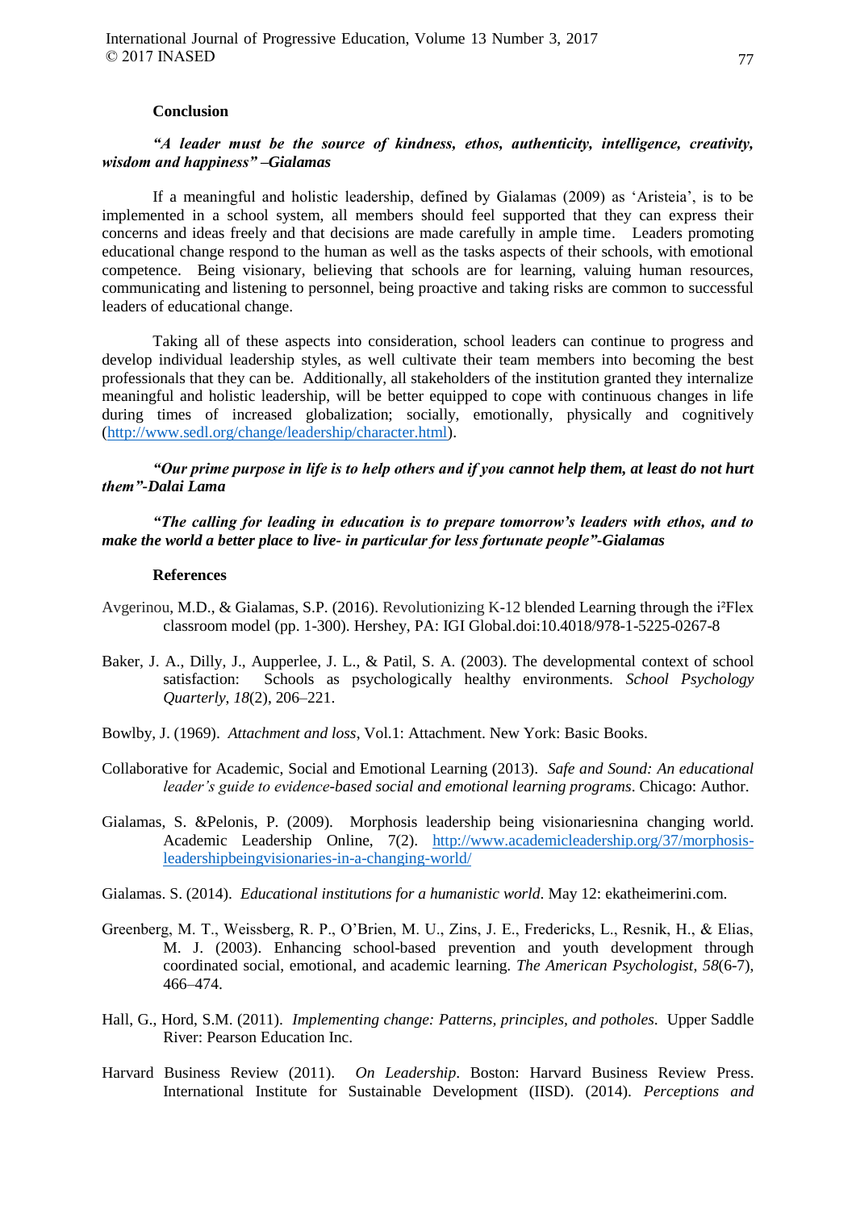## Conclusion

***"A leader must be the source of kindness, ethos, authenticity, intelligence, creativity, wisdom and happiness" –Gialamas***

If a meaningful and holistic leadership, defined by Gialamas (2009) as 'Aristeia', is to be implemented in a school system, all members should feel supported that they can express their concerns and ideas freely and that decisions are made carefully in ample time. Leaders promoting educational change respond to the human as well as the tasks aspects of their schools, with emotional competence. Being visionary, believing that schools are for learning, valuing human resources, communicating and listening to personnel, being proactive and taking risks are common to successful leaders of educational change.

Taking all of these aspects into consideration, school leaders can continue to progress and develop individual leadership styles, as well cultivate their team members into becoming the best professionals that they can be. Additionally, all stakeholders of the institution granted they internalize meaningful and holistic leadership, will be better equipped to cope with continuous changes in life during times of increased globalization; socially, emotionally, physically and cognitively (http://www.sedl.org/change/leadership/character.html).

***"Our prime purpose in life is to help others and if you cannot help them, at least do not hurt them"-Dalai Lama***

***"The calling for leading in education is to prepare tomorrow's leaders with ethos, and to make the world a better place to live- in particular for less fortunate people"-Gialamas***

## References

Avgerinou, M.D., & Gialamas, S.P. (2016). Revolutionizing K-12 blended Learning through the i²Flex classroom model (pp. 1-300). Hershey, PA: IGI Global.doi:10.4018/978-1-5225-0267-8

Baker, J. A., Dilly, J., Aupperlee, J. L., & Patil, S. A. (2003). The developmental context of school satisfaction: Schools as psychologically healthy environments. *School Psychology Quarterly*, *18*(2), 206–221.

Bowlby, J. (1969). *Attachment and loss*, Vol.1: Attachment. New York: Basic Books.

Collaborative for Academic, Social and Emotional Learning (2013). *Safe and Sound: An educational leader's guide to evidence-based social and emotional learning programs*. Chicago: Author.

Gialamas, S. &Pelonis, P. (2009). Morphosis leadership being visionariesnina changing world. Academic Leadership Online, 7(2). http://www.academicleadership.org/37/morphosis-leadershipbeingvisionaries-in-a-changing-world/

Gialamas. S. (2014). *Educational institutions for a humanistic world*. May 12: ekatheimerini.com.

Greenberg, M. T., Weissberg, R. P., O'Brien, M. U., Zins, J. E., Fredericks, L., Resnik, H., & Elias, M. J. (2003). Enhancing school-based prevention and youth development through coordinated social, emotional, and academic learning. *The American Psychologist*, *58*(6-7), 466–474.

Hall, G., Hord, S.M. (2011). *Implementing change: Patterns, principles, and potholes*. Upper Saddle River: Pearson Education Inc.

Harvard Business Review (2011). *On Leadership*. Boston: Harvard Business Review Press. International Institute for Sustainable Development (IISD). (2014). *Perceptions and*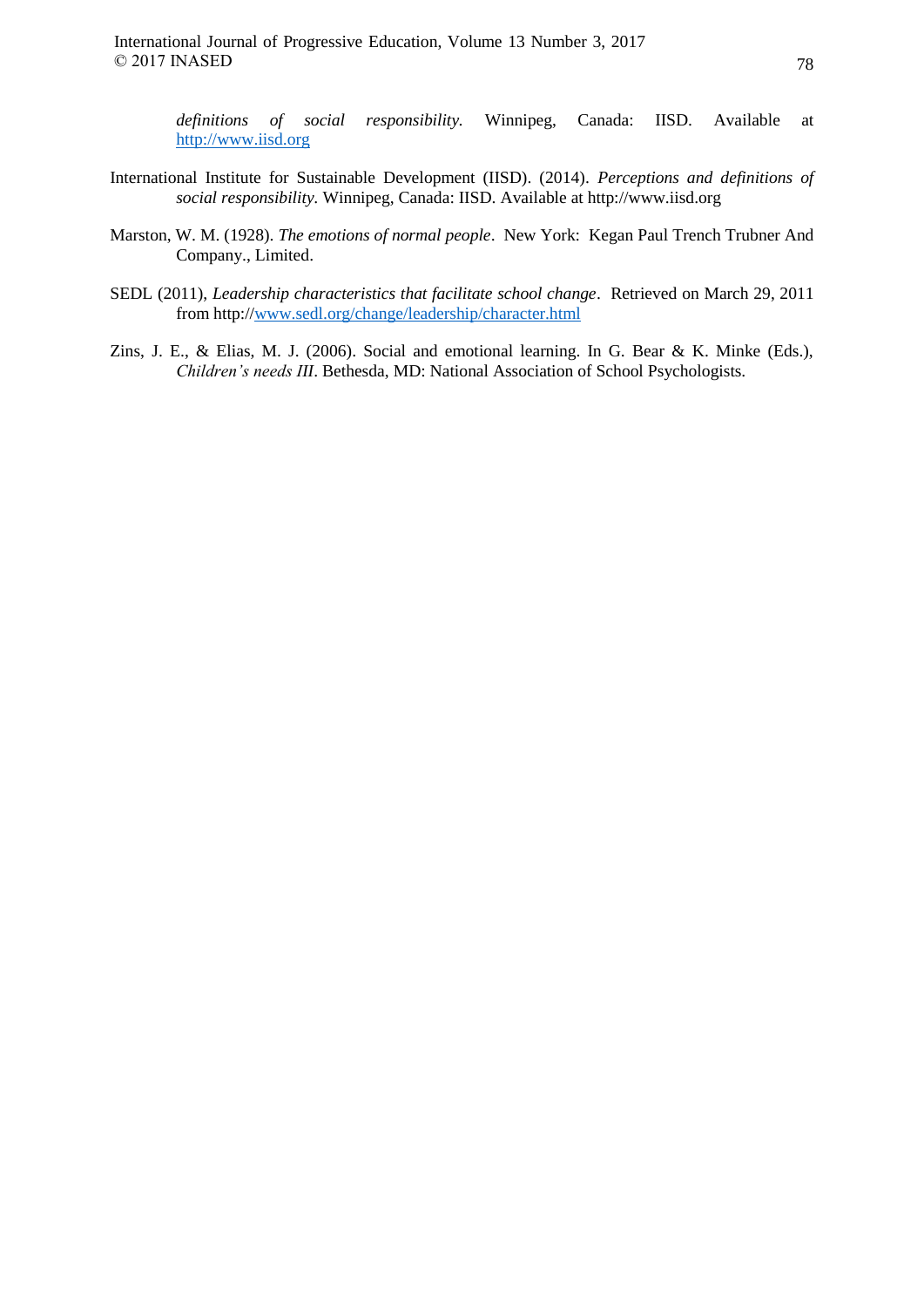*definitions of social responsibility*. Winnipeg, Canada: IISD. Available at http://www.iisd.org

International Institute for Sustainable Development (IISD). (2014). *Perceptions and definitions of social responsibility*. Winnipeg, Canada: IISD. Available at http://www.iisd.org

Marston, W. M. (1928). *The emotions of normal people*. New York: Kegan Paul Trench Trubner And Company., Limited.

SEDL (2011), *Leadership characteristics that facilitate school change*. Retrieved on March 29, 2011 from http://www.sedl.org/change/leadership/character.html

Zins, J. E., & Elias, M. J. (2006). Social and emotional learning. In G. Bear & K. Minke (Eds.), *Children's needs III*. Bethesda, MD: National Association of School Psychologists.